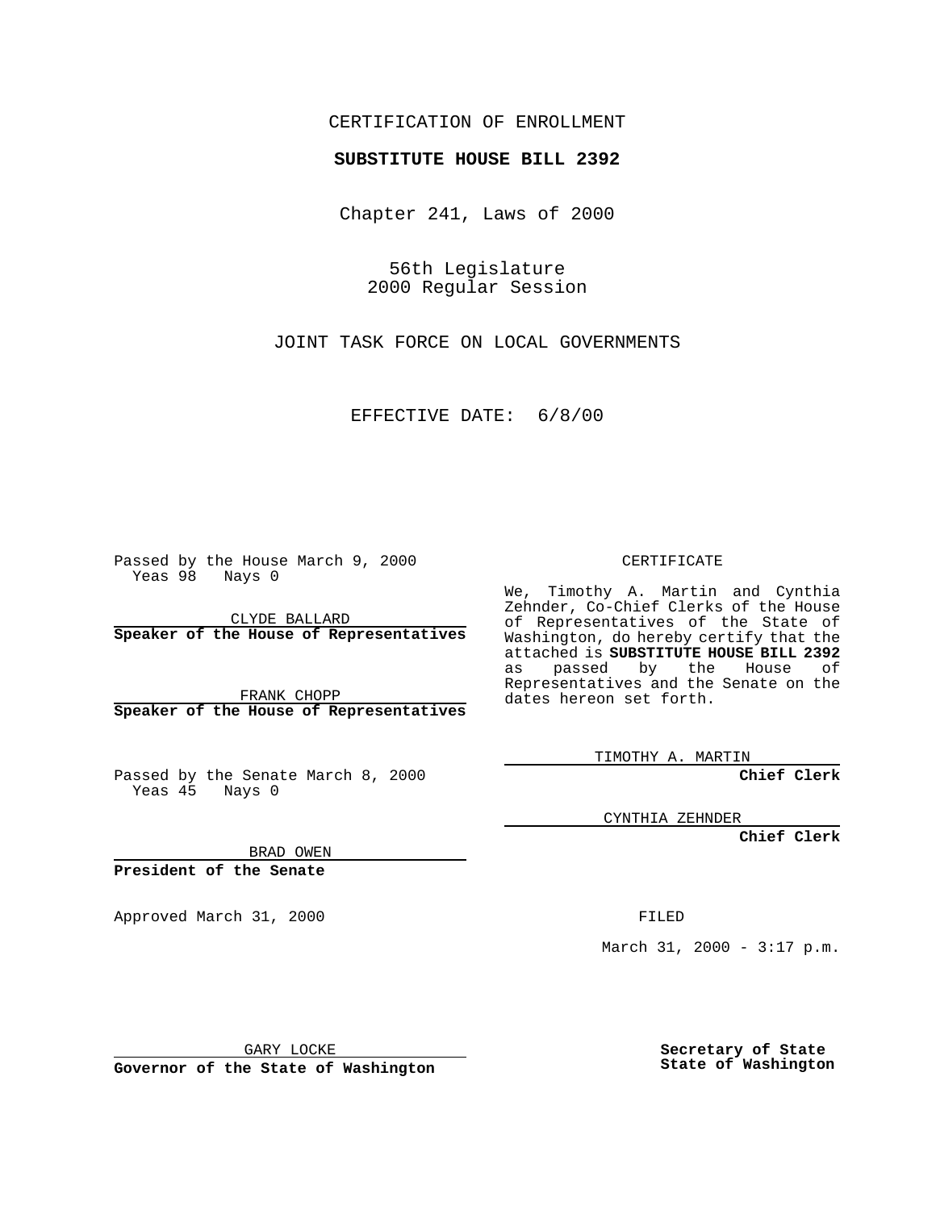CERTIFICATION OF ENROLLMENT

**SUBSTITUTE HOUSE BILL 2392**

Chapter 241, Laws of 2000

56th Legislature
2000 Regular Session

JOINT TASK FORCE ON LOCAL GOVERNMENTS

EFFECTIVE DATE: 6/8/00

Passed by the House March 9, 2000
Yeas 98 Nays 0

CLYDE BALLARD
**Speaker of the House of Representatives**

FRANK CHOPP
**Speaker of the House of Representatives**

Passed by the Senate March 8, 2000
Yeas 45 Nays 0

BRAD OWEN
**President of the Senate**

Approved March 31, 2000

GARY LOCKE
**Governor of the State of Washington**

CERTIFICATE

We, Timothy A. Martin and Cynthia Zehnder, Co-Chief Clerks of the House of Representatives of the State of Washington, do hereby certify that the attached is **SUBSTITUTE HOUSE BILL 2392** as passed by the House of Representatives and the Senate on the dates hereon set forth.

TIMOTHY A. MARTIN
**Chief Clerk**

CYNTHIA ZEHNDER
**Chief Clerk**

FILED

March 31, 2000 - 3:17 p.m.

**Secretary of State**
**State of Washington**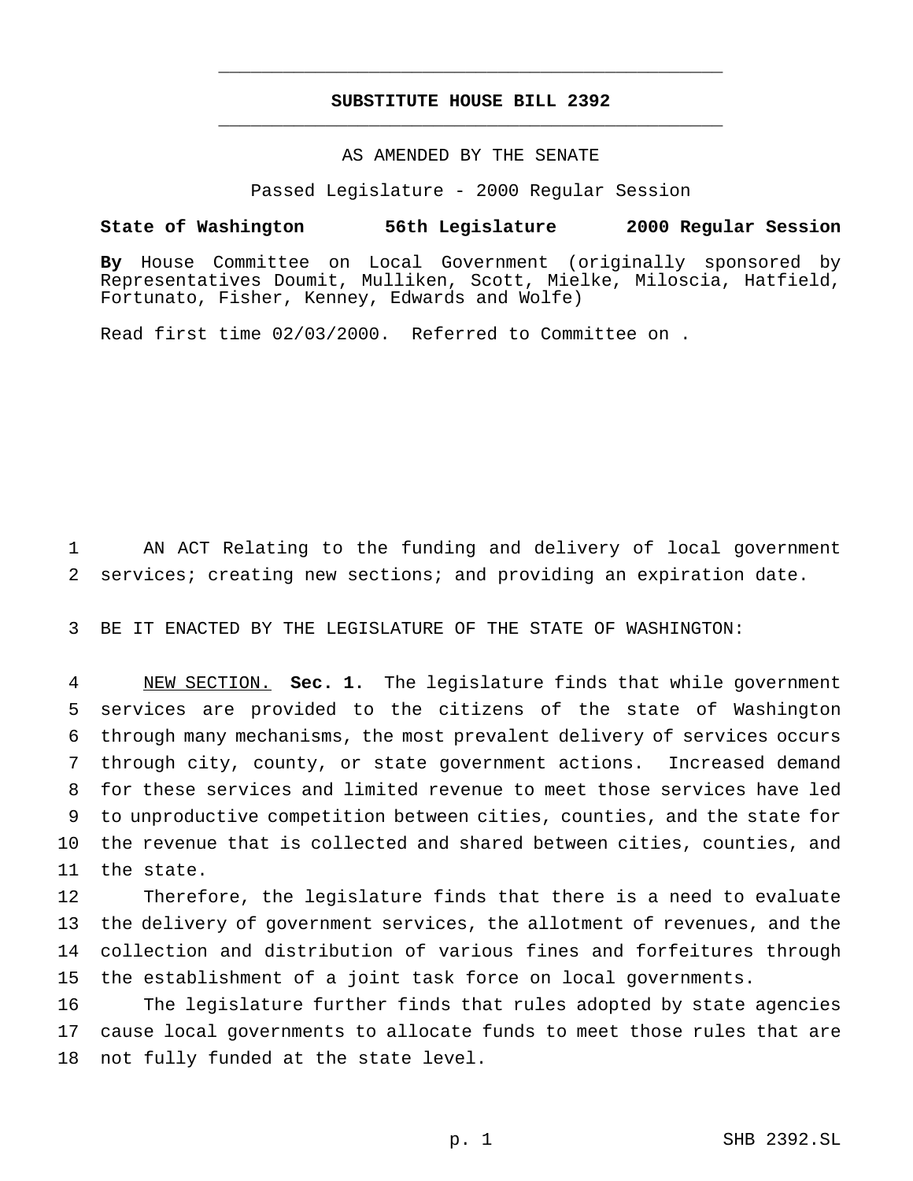# SUBSTITUTE HOUSE BILL 2392

AS AMENDED BY THE SENATE

Passed Legislature - 2000 Regular Session

**State of Washington 56th Legislature 2000 Regular Session**

**By** House Committee on Local Government (originally sponsored by Representatives Doumit, Mulliken, Scott, Mielke, Miloscia, Hatfield, Fortunato, Fisher, Kenney, Edwards and Wolfe)

Read first time 02/03/2000. Referred to Committee on .

AN ACT Relating to the funding and delivery of local government services; creating new sections; and providing an expiration date.

BE IT ENACTED BY THE LEGISLATURE OF THE STATE OF WASHINGTON:

NEW SECTION. **Sec. 1.** The legislature finds that while government services are provided to the citizens of the state of Washington through many mechanisms, the most prevalent delivery of services occurs through city, county, or state government actions. Increased demand for these services and limited revenue to meet those services have led to unproductive competition between cities, counties, and the state for the revenue that is collected and shared between cities, counties, and the state.

Therefore, the legislature finds that there is a need to evaluate the delivery of government services, the allotment of revenues, and the collection and distribution of various fines and forfeitures through the establishment of a joint task force on local governments.

The legislature further finds that rules adopted by state agencies cause local governments to allocate funds to meet those rules that are not fully funded at the state level.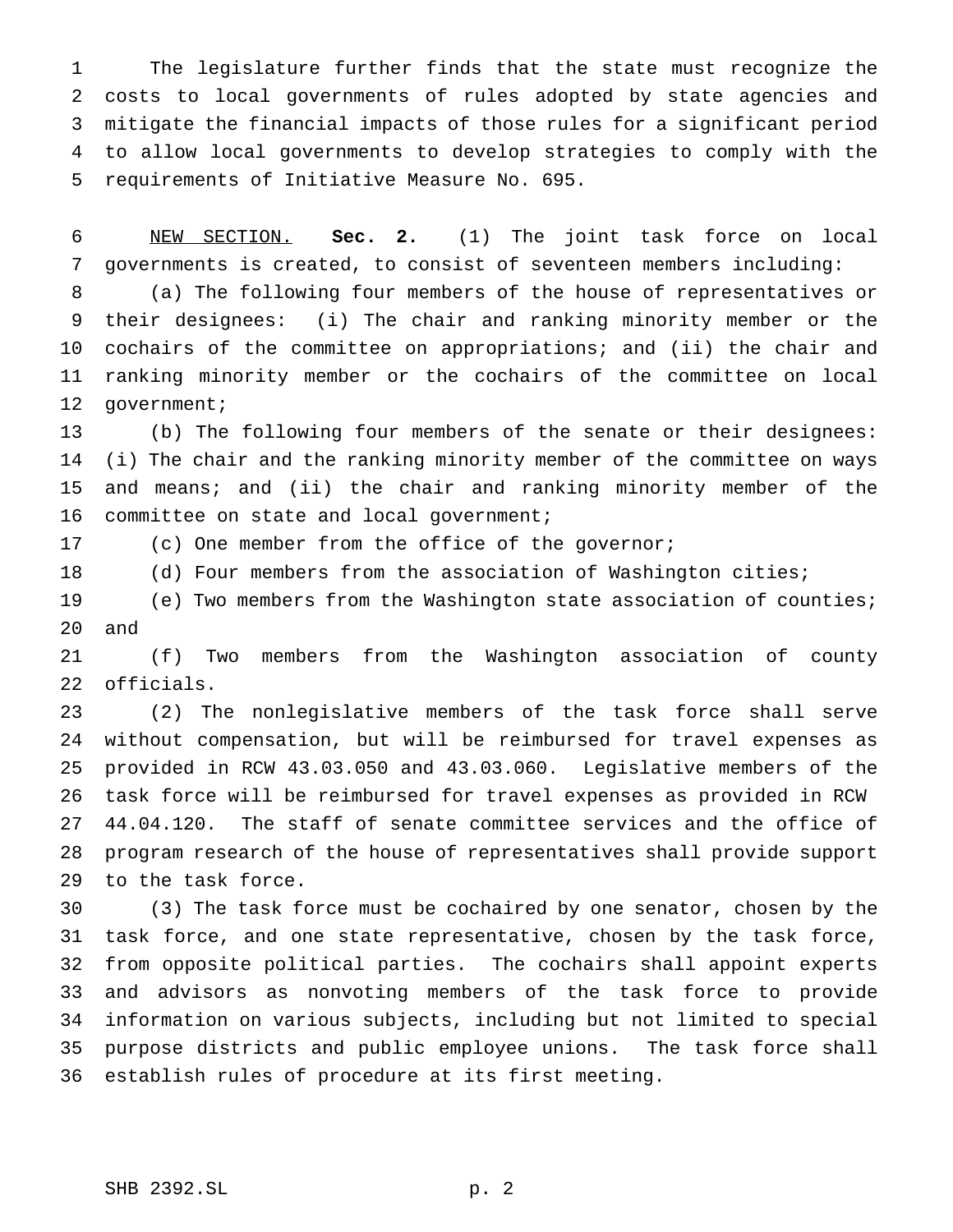The legislature further finds that the state must recognize the costs to local governments of rules adopted by state agencies and mitigate the financial impacts of those rules for a significant period to allow local governments to develop strategies to comply with the requirements of Initiative Measure No. 695.

NEW SECTION. **Sec. 2.** (1) The joint task force on local governments is created, to consist of seventeen members including:

(a) The following four members of the house of representatives or their designees: (i) The chair and ranking minority member or the cochairs of the committee on appropriations; and (ii) the chair and ranking minority member or the cochairs of the committee on local government;

(b) The following four members of the senate or their designees: (i) The chair and the ranking minority member of the committee on ways and means; and (ii) the chair and ranking minority member of the committee on state and local government;

(c) One member from the office of the governor;

(d) Four members from the association of Washington cities;

(e) Two members from the Washington state association of counties; and

(f) Two members from the Washington association of county officials.

(2) The nonlegislative members of the task force shall serve without compensation, but will be reimbursed for travel expenses as provided in RCW 43.03.050 and 43.03.060. Legislative members of the task force will be reimbursed for travel expenses as provided in RCW 44.04.120. The staff of senate committee services and the office of program research of the house of representatives shall provide support to the task force.

(3) The task force must be cochaired by one senator, chosen by the task force, and one state representative, chosen by the task force, from opposite political parties. The cochairs shall appoint experts and advisors as nonvoting members of the task force to provide information on various subjects, including but not limited to special purpose districts and public employee unions. The task force shall establish rules of procedure at its first meeting.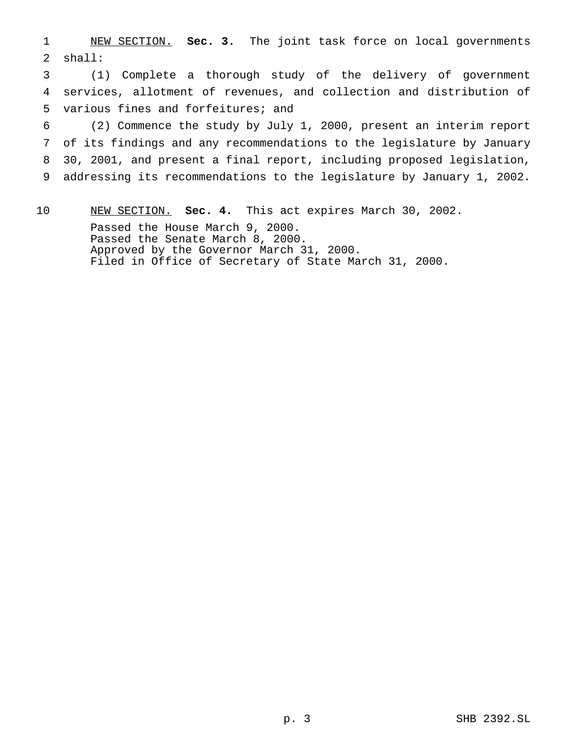NEW SECTION. **Sec. 3.** The joint task force on local governments shall:

(1) Complete a thorough study of the delivery of government services, allotment of revenues, and collection and distribution of various fines and forfeitures; and

(2) Commence the study by July 1, 2000, present an interim report of its findings and any recommendations to the legislature by January 30, 2001, and present a final report, including proposed legislation, addressing its recommendations to the legislature by January 1, 2002.

NEW SECTION. **Sec. 4.** This act expires March 30, 2002.

Passed the House March 9, 2000.
Passed the Senate March 8, 2000.
Approved by the Governor March 31, 2000.
Filed in Office of Secretary of State March 31, 2000.